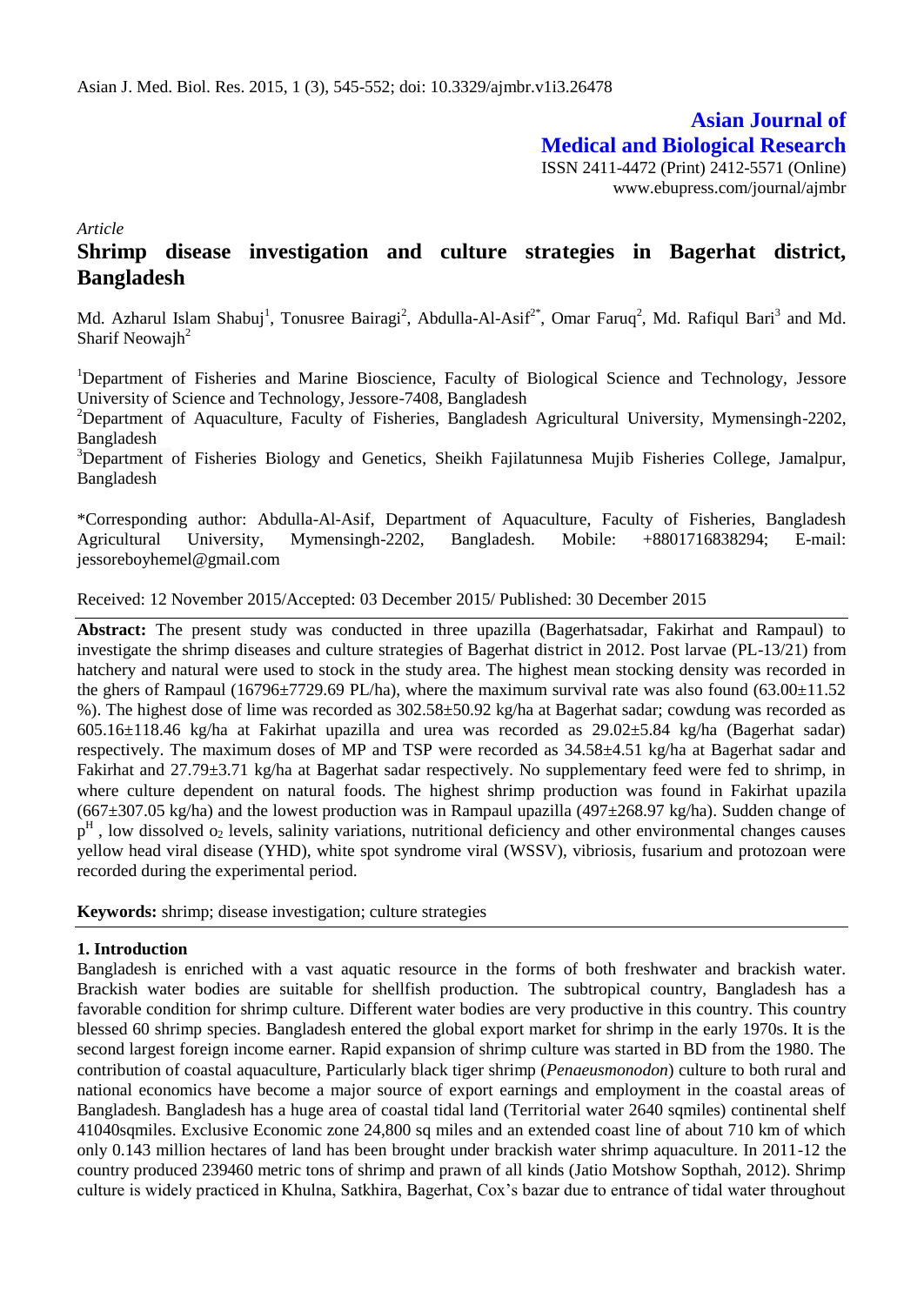Asian J. Med. Biol. Res. 2015, 1 (3), 545-552; doi: 10.3329/ajmbr.v1i3.26478

**Asian Journal of Medical and Biological Research**

ISSN 2411-4472 (Print) 2412-5571 (Online)

www.ebupress.com/journal/ajmbr

*Article*

# Shrimp disease investigation and culture strategies in Bagerhat district, Bangladesh

Md. Azharul Islam Shabuj[1], Tonusree Bairagi[2], Abdulla-Al-Asif[2*], Omar Faruq[2], Md. Rafiqul Bari[3] and Md. Sharif Neowajh[2]

[1]Department of Fisheries and Marine Bioscience, Faculty of Biological Science and Technology, Jessore University of Science and Technology, Jessore-7408, Bangladesh

[2]Department of Aquaculture, Faculty of Fisheries, Bangladesh Agricultural University, Mymensingh-2202, Bangladesh

[3]Department of Fisheries Biology and Genetics, Sheikh Fajilatunnesa Mujib Fisheries College, Jamalpur, Bangladesh

*Corresponding author: Abdulla-Al-Asif, Department of Aquaculture, Faculty of Fisheries, Bangladesh Agricultural University, Mymensingh-2202, Bangladesh. Mobile: +8801716838294; E-mail: jessoreboyhemel@gmail.com

Received: 12 November 2015/Accepted: 03 December 2015/ Published: 30 December 2015

**Abstract:** The present study was conducted in three upazilla (Bagerhatsadar, Fakirhat and Rampaul) to investigate the shrimp diseases and culture strategies of Bagerhat district in 2012. Post larvae (PL-13/21) from hatchery and natural were used to stock in the study area. The highest mean stocking density was recorded in the ghers of Rampaul (16796±7729.69 PL/ha), where the maximum survival rate was also found (63.00±11.52 %). The highest dose of lime was recorded as 302.58±50.92 kg/ha at Bagerhat sadar; cowdung was recorded as 605.16±118.46 kg/ha at Fakirhat upazilla and urea was recorded as 29.02±5.84 kg/ha (Bagerhat sadar) respectively. The maximum doses of MP and TSP were recorded as 34.58±4.51 kg/ha at Bagerhat sadar and Fakirhat and 27.79±3.71 kg/ha at Bagerhat sadar respectively. No supplementary feed were fed to shrimp, in where culture dependent on natural foods. The highest shrimp production was found in Fakirhat upazila (667±307.05 kg/ha) and the lowest production was in Rampaul upazilla (497±268.97 kg/ha). Sudden change of $p^H$ , low dissolved $o_2$ levels, salinity variations, nutritional deficiency and other environmental changes causes yellow head viral disease (YHD), white spot syndrome viral (WSSV), vibriosis, fusarium and protozoan were recorded during the experimental period.

**Keywords:** shrimp; disease investigation; culture strategies

## 1. Introduction

Bangladesh is enriched with a vast aquatic resource in the forms of both freshwater and brackish water. Brackish water bodies are suitable for shellfish production. The subtropical country, Bangladesh has a favorable condition for shrimp culture. Different water bodies are very productive in this country. This country blessed 60 shrimp species. Bangladesh entered the global export market for shrimp in the early 1970s. It is the second largest foreign income earner. Rapid expansion of shrimp culture was started in BD from the 1980. The contribution of coastal aquaculture, Particularly black tiger shrimp (*Penaeusmonodon*) culture to both rural and national economics have become a major source of export earnings and employment in the coastal areas of Bangladesh. Bangladesh has a huge area of coastal tidal land (Territorial water 2640 sqmiles) continental shelf 41040sqmiles. Exclusive Economic zone 24,800 sq miles and an extended coast line of about 710 km of which only 0.143 million hectares of land has been brought under brackish water shrimp aquaculture. In 2011-12 the country produced 239460 metric tons of shrimp and prawn of all kinds (Jatio Motshow Sopthah, 2012). Shrimp culture is widely practiced in Khulna, Satkhira, Bagerhat, Cox's bazar due to entrance of tidal water throughout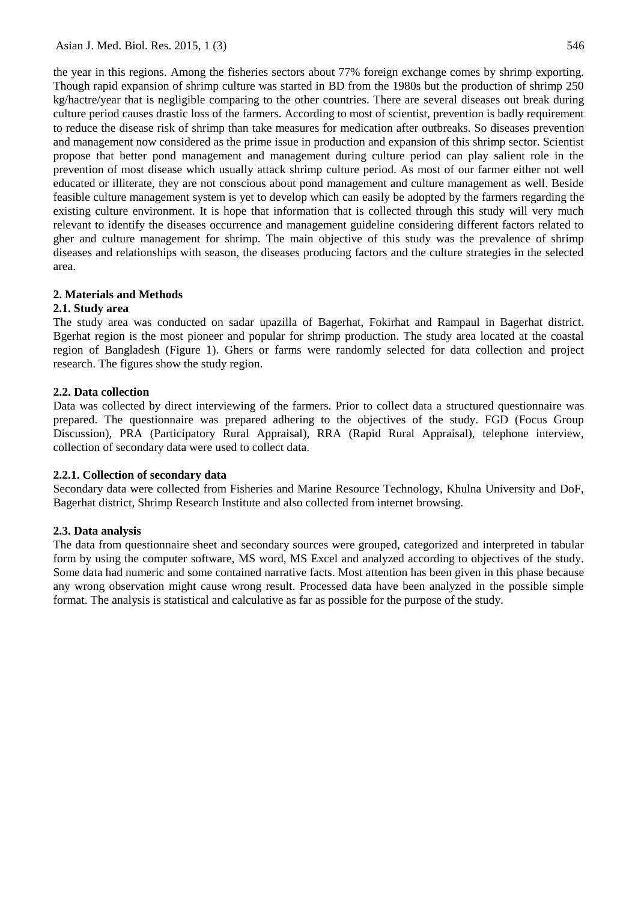the year in this regions. Among the fisheries sectors about 77% foreign exchange comes by shrimp exporting. Though rapid expansion of shrimp culture was started in BD from the 1980s but the production of shrimp 250 kg/hactre/year that is negligible comparing to the other countries. There are several diseases out break during culture period causes drastic loss of the farmers. According to most of scientist, prevention is badly requirement to reduce the disease risk of shrimp than take measures for medication after outbreaks. So diseases prevention and management now considered as the prime issue in production and expansion of this shrimp sector. Scientist propose that better pond management and management during culture period can play salient role in the prevention of most disease which usually attack shrimp culture period. As most of our farmer either not well educated or illiterate, they are not conscious about pond management and culture management as well. Beside feasible culture management system is yet to develop which can easily be adopted by the farmers regarding the existing culture environment. It is hope that information that is collected through this study will very much relevant to identify the diseases occurrence and management guideline considering different factors related to gher and culture management for shrimp. The main objective of this study was the prevalence of shrimp diseases and relationships with season, the diseases producing factors and the culture strategies in the selected area.

## 2. Materials and Methods

### 2.1. Study area

The study area was conducted on sadar upazilla of Bagerhat, Fokirhat and Rampaul in Bagerhat district. Bgerhat region is the most pioneer and popular for shrimp production. The study area located at the coastal region of Bangladesh (Figure 1). Ghers or farms were randomly selected for data collection and project research. The figures show the study region.

### 2.2. Data collection

Data was collected by direct interviewing of the farmers. Prior to collect data a structured questionnaire was prepared. The questionnaire was prepared adhering to the objectives of the study. FGD (Focus Group Discussion), PRA (Participatory Rural Appraisal), RRA (Rapid Rural Appraisal), telephone interview, collection of secondary data were used to collect data.

#### 2.2.1. Collection of secondary data

Secondary data were collected from Fisheries and Marine Resource Technology, Khulna University and DoF, Bagerhat district, Shrimp Research Institute and also collected from internet browsing.

### 2.3. Data analysis

The data from questionnaire sheet and secondary sources were grouped, categorized and interpreted in tabular form by using the computer software, MS word, MS Excel and analyzed according to objectives of the study. Some data had numeric and some contained narrative facts. Most attention has been given in this phase because any wrong observation might cause wrong result. Processed data have been analyzed in the possible simple format. The analysis is statistical and calculative as far as possible for the purpose of the study.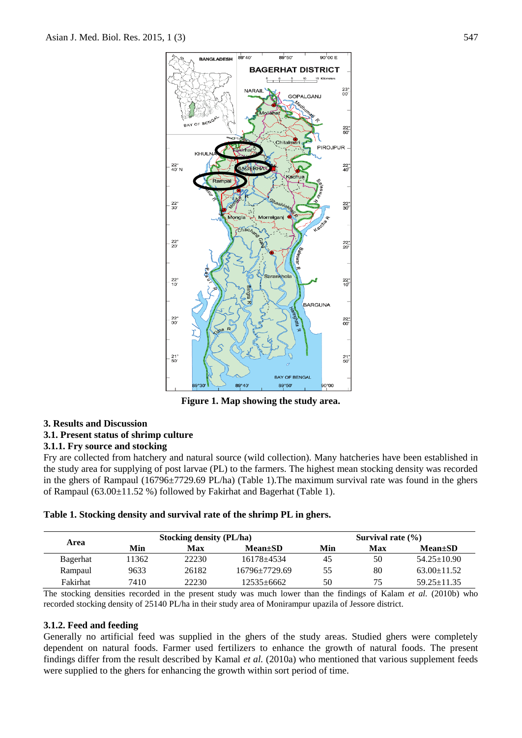Figure 1. Map showing the study area.

## 3. Results and Discussion

### 3.1. Present status of shrimp culture

### 3.1.1. Fry source and stocking

Fry are collected from hatchery and natural source (wild collection). Many hatcheries have been established in the study area for supplying of post larvae (PL) to the farmers. The highest mean stocking density was recorded in the ghers of Rampaul (16796±7729.69 PL/ha) (Table 1).The maximum survival rate was found in the ghers of Rampaul (63.00±11.52 %) followed by Fakirhat and Bagerhat (Table 1).

**Table 1. Stocking density and survival rate of the shrimp PL in ghers.**

| Area | Stocking density (PL/ha) | | | Survival rate (%) | | |
|---|---|---|---|---|---|---|
| | Min | Max | Mean±SD | Min | Max | Mean±SD |
| Bagerhat | 11362 | 22230 | 16178±4534 | 45 | 50 | 54.25±10.90 |
| Rampaul | 9633 | 26182 | 16796±7729.69 | 55 | 80 | 63.00±11.52 |
| Fakirhat | 7410 | 22230 | 12535±6662 | 50 | 75 | 59.25±11.35 |

The stocking densities recorded in the present study was much lower than the findings of Kalam *et al.* (2010b) who recorded stocking density of 25140 PL/ha in their study area of Monirampur upazila of Jessore district.

### 3.1.2. Feed and feeding

Generally no artificial feed was supplied in the ghers of the study areas. Studied ghers were completely dependent on natural foods. Farmer used fertilizers to enhance the growth of natural foods. The present findings differ from the result described by Kamal *et al.* (2010a) who mentioned that various supplement feeds were supplied to the ghers for enhancing the growth within sort period of time.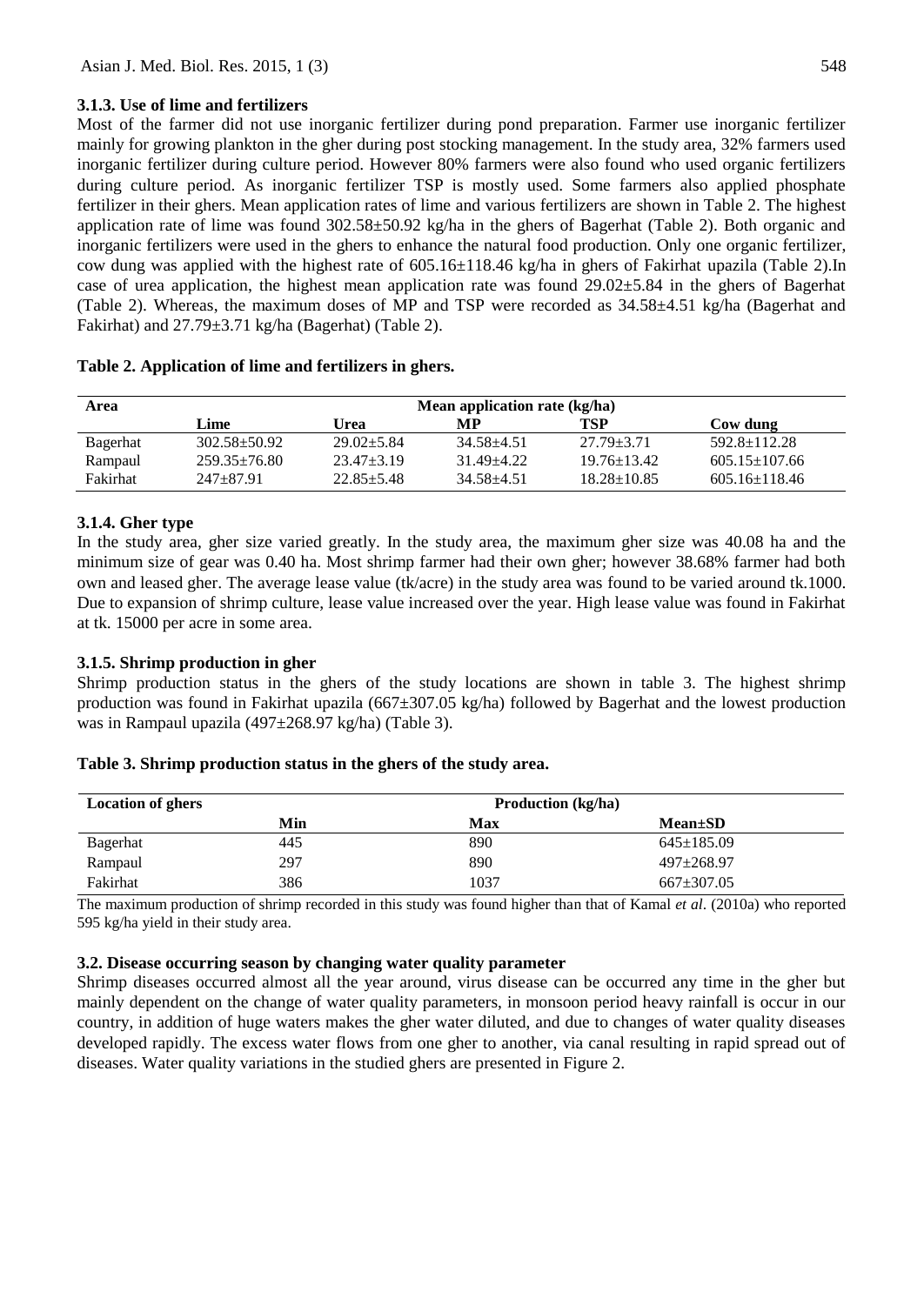### 3.1.3. Use of lime and fertilizers

Most of the farmer did not use inorganic fertilizer during pond preparation. Farmer use inorganic fertilizer mainly for growing plankton in the gher during post stocking management. In the study area, 32% farmers used inorganic fertilizer during culture period. However 80% farmers were also found who used organic fertilizers during culture period. As inorganic fertilizer TSP is mostly used. Some farmers also applied phosphate fertilizer in their ghers. Mean application rates of lime and various fertilizers are shown in Table 2. The highest application rate of lime was found 302.58±50.92 kg/ha in the ghers of Bagerhat (Table 2). Both organic and inorganic fertilizers were used in the ghers to enhance the natural food production. Only one organic fertilizer, cow dung was applied with the highest rate of 605.16±118.46 kg/ha in ghers of Fakirhat upazila (Table 2).In case of urea application, the highest mean application rate was found 29.02±5.84 in the ghers of Bagerhat (Table 2). Whereas, the maximum doses of MP and TSP were recorded as 34.58±4.51 kg/ha (Bagerhat and Fakirhat) and 27.79±3.71 kg/ha (Bagerhat) (Table 2).

**Table 2. Application of lime and fertilizers in ghers.**

| Area | Mean application rate (kg/ha) | | | | |
|---|---|---|---|---|---|
| | Lime | Urea | MP | TSP | Cow dung |
| Bagerhat | 302.58±50.92 | 29.02±5.84 | 34.58±4.51 | 27.79±3.71 | 592.8±112.28 |
| Rampaul | 259.35±76.80 | 23.47±3.19 | 31.49±4.22 | 19.76±13.42 | 605.15±107.66 |
| Fakirhat | 247±87.91 | 22.85±5.48 | 34.58±4.51 | 18.28±10.85 | 605.16±118.46 |

### 3.1.4. Gher type

In the study area, gher size varied greatly. In the study area, the maximum gher size was 40.08 ha and the minimum size of gear was 0.40 ha. Most shrimp farmer had their own gher; however 38.68% farmer had both own and leased gher. The average lease value (tk/acre) in the study area was found to be varied around tk.1000. Due to expansion of shrimp culture, lease value increased over the year. High lease value was found in Fakirhat at tk. 15000 per acre in some area.

### 3.1.5. Shrimp production in gher

Shrimp production status in the ghers of the study locations are shown in table 3. The highest shrimp production was found in Fakirhat upazila (667±307.05 kg/ha) followed by Bagerhat and the lowest production was in Rampaul upazila (497±268.97 kg/ha) (Table 3).

**Table 3. Shrimp production status in the ghers of the study area.**

| Location of ghers | Production (kg/ha) | | |
|---|---|---|---|
| | Min | Max | Mean±SD |
| Bagerhat | 445 | 890 | 645±185.09 |
| Rampaul | 297 | 890 | 497±268.97 |
| Fakirhat | 386 | 1037 | 667±307.05 |

The maximum production of shrimp recorded in this study was found higher than that of Kamal *et al*. (2010a) who reported 595 kg/ha yield in their study area.

### 3.2. Disease occurring season by changing water quality parameter

Shrimp diseases occurred almost all the year around, virus disease can be occurred any time in the gher but mainly dependent on the change of water quality parameters, in monsoon period heavy rainfall is occur in our country, in addition of huge waters makes the gher water diluted, and due to changes of water quality diseases developed rapidly. The excess water flows from one gher to another, via canal resulting in rapid spread out of diseases. Water quality variations in the studied ghers are presented in Figure 2.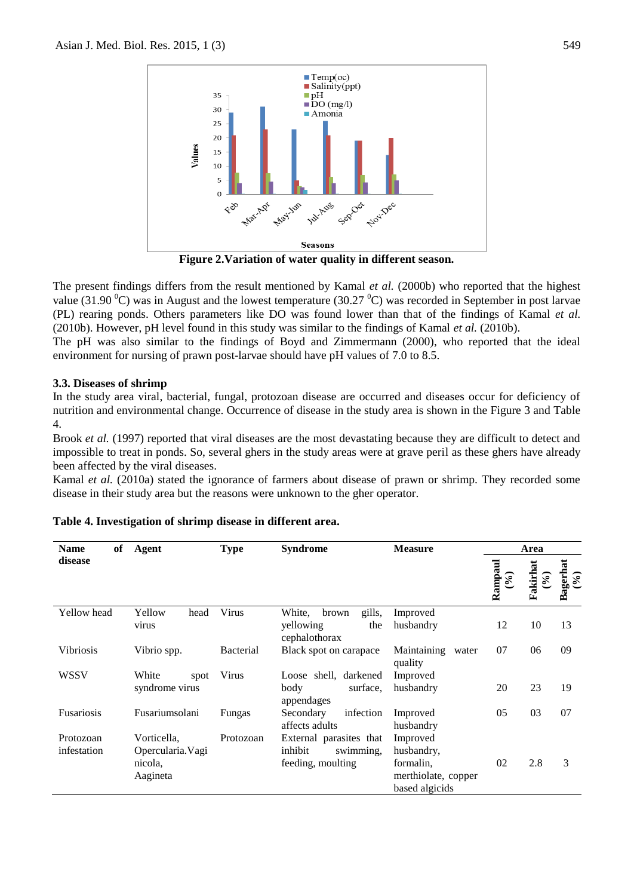Figure 2.Variation of water quality in different season.

The present findings differs from the result mentioned by Kamal *et al.* (2000b) who reported that the highest value (31.90 $^0$C) was in August and the lowest temperature (30.27 $^0$C) was recorded in September in post larvae (PL) rearing ponds. Others parameters like DO was found lower than that of the findings of Kamal *et al.* (2010b). However, pH level found in this study was similar to the findings of Kamal *et al.* (2010b).
The pH was also similar to the findings of Boyd and Zimmermann (2000), who reported that the ideal environment for nursing of prawn post-larvae should have pH values of 7.0 to 8.5.

### 3.3. Diseases of shrimp

In the study area viral, bacterial, fungal, protozoan disease are occurred and diseases occur for deficiency of nutrition and environmental change. Occurrence of disease in the study area is shown in the Figure 3 and Table 4.

Brook *et al.* (1997) reported that viral diseases are the most devastating because they are difficult to detect and impossible to treat in ponds. So, several ghers in the study areas were at grave peril as these ghers have already been affected by the viral diseases.

Kamal *et al.* (2010a) stated the ignorance of farmers about disease of prawn or shrimp. They recorded some disease in their study area but the reasons were unknown to the gher operator.

**Table 4. Investigation of shrimp disease in different area.**

| Name of disease | Agent | Type | Syndrome | Measure | Area | | |
|---|---|---|---|---|---|---|---|
| | | | | | Rampaul (%) | Fakirhat (%) | Bagerhat (%) |
| Yellow head | Yellow head virus | Virus | White, brown gills, yellowing the cephalothorax | Improved husbandry | 12 | 10 | 13 |
| Vibriosis | Vibrio spp. | Bacterial | Black spot on carapace | Maintaining water quality | 07 | 06 | 09 |
| WSSV | White spot syndrome virus | Virus | Loose shell, darkened body surface, appendages | Improved husbandry | 20 | 23 | 19 |
| Fusariosis | Fusariumsolani | Fungas | Secondary infection affects adults | Improved husbandry | 05 | 03 | 07 |
| Protozoan infestation | Vorticella, Opercularia.Vaginicola, Aagineta | Protozoan | External parasites that inhibit swimming, feeding, moulting | Improved husbandry, formalin, merthiolate, copper based algicids | 02 | 2.8 | 3 |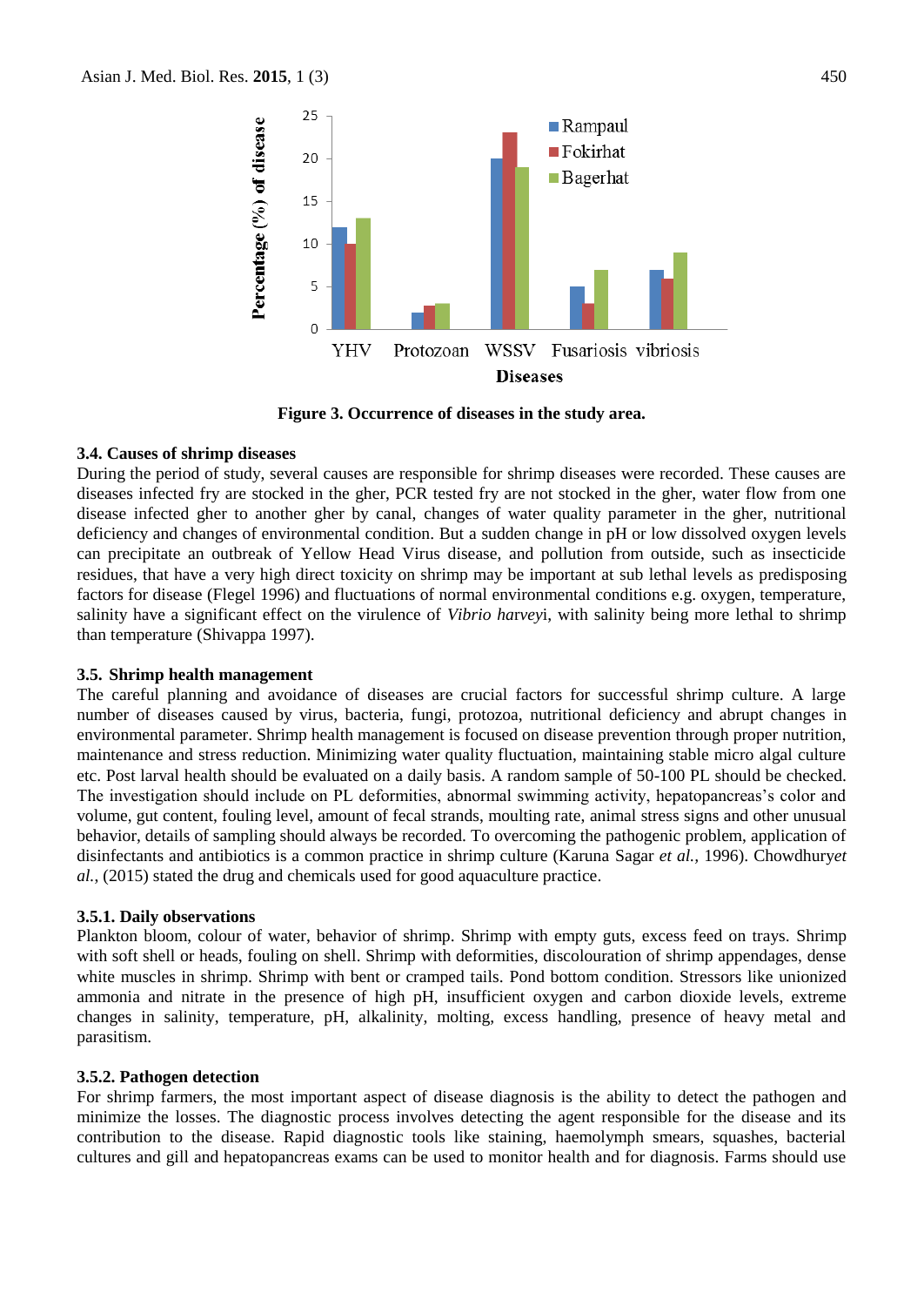Figure 3. Occurrence of diseases in the study area.

### 3.4. Causes of shrimp diseases

During the period of study, several causes are responsible for shrimp diseases were recorded. These causes are diseases infected fry are stocked in the gher, PCR tested fry are not stocked in the gher, water flow from one disease infected gher to another gher by canal, changes of water quality parameter in the gher, nutritional deficiency and changes of environmental condition. But a sudden change in pH or low dissolved oxygen levels can precipitate an outbreak of Yellow Head Virus disease, and pollution from outside, such as insecticide residues, that have a very high direct toxicity on shrimp may be important at sub lethal levels as predisposing factors for disease (Flegel 1996) and fluctuations of normal environmental conditions e.g. oxygen, temperature, salinity have a significant effect on the virulence of *Vibrio harveyi*, with salinity being more lethal to shrimp than temperature (Shivappa 1997).

### 3.5. Shrimp health management

The careful planning and avoidance of diseases are crucial factors for successful shrimp culture. A large number of diseases caused by virus, bacteria, fungi, protozoa, nutritional deficiency and abrupt changes in environmental parameter. Shrimp health management is focused on disease prevention through proper nutrition, maintenance and stress reduction. Minimizing water quality fluctuation, maintaining stable micro algal culture etc. Post larval health should be evaluated on a daily basis. A random sample of 50-100 PL should be checked. The investigation should include on PL deformities, abnormal swimming activity, hepatopancreas's color and volume, gut content, fouling level, amount of fecal strands, moulting rate, animal stress signs and other unusual behavior, details of sampling should always be recorded. To overcoming the pathogenic problem, application of disinfectants and antibiotics is a common practice in shrimp culture (Karuna Sagar *et al.,* 1996). Chowdhury*et al.,* (2015) stated the drug and chemicals used for good aquaculture practice.

#### 3.5.1. Daily observations

Plankton bloom, colour of water, behavior of shrimp. Shrimp with empty guts, excess feed on trays. Shrimp with soft shell or heads, fouling on shell. Shrimp with deformities, discolouration of shrimp appendages, dense white muscles in shrimp. Shrimp with bent or cramped tails. Pond bottom condition. Stressors like unionized ammonia and nitrate in the presence of high pH, insufficient oxygen and carbon dioxide levels, extreme changes in salinity, temperature, pH, alkalinity, molting, excess handling, presence of heavy metal and parasitism.

#### 3.5.2. Pathogen detection

For shrimp farmers, the most important aspect of disease diagnosis is the ability to detect the pathogen and minimize the losses. The diagnostic process involves detecting the agent responsible for the disease and its contribution to the disease. Rapid diagnostic tools like staining, haemolymph smears, squashes, bacterial cultures and gill and hepatopancreas exams can be used to monitor health and for diagnosis. Farms should use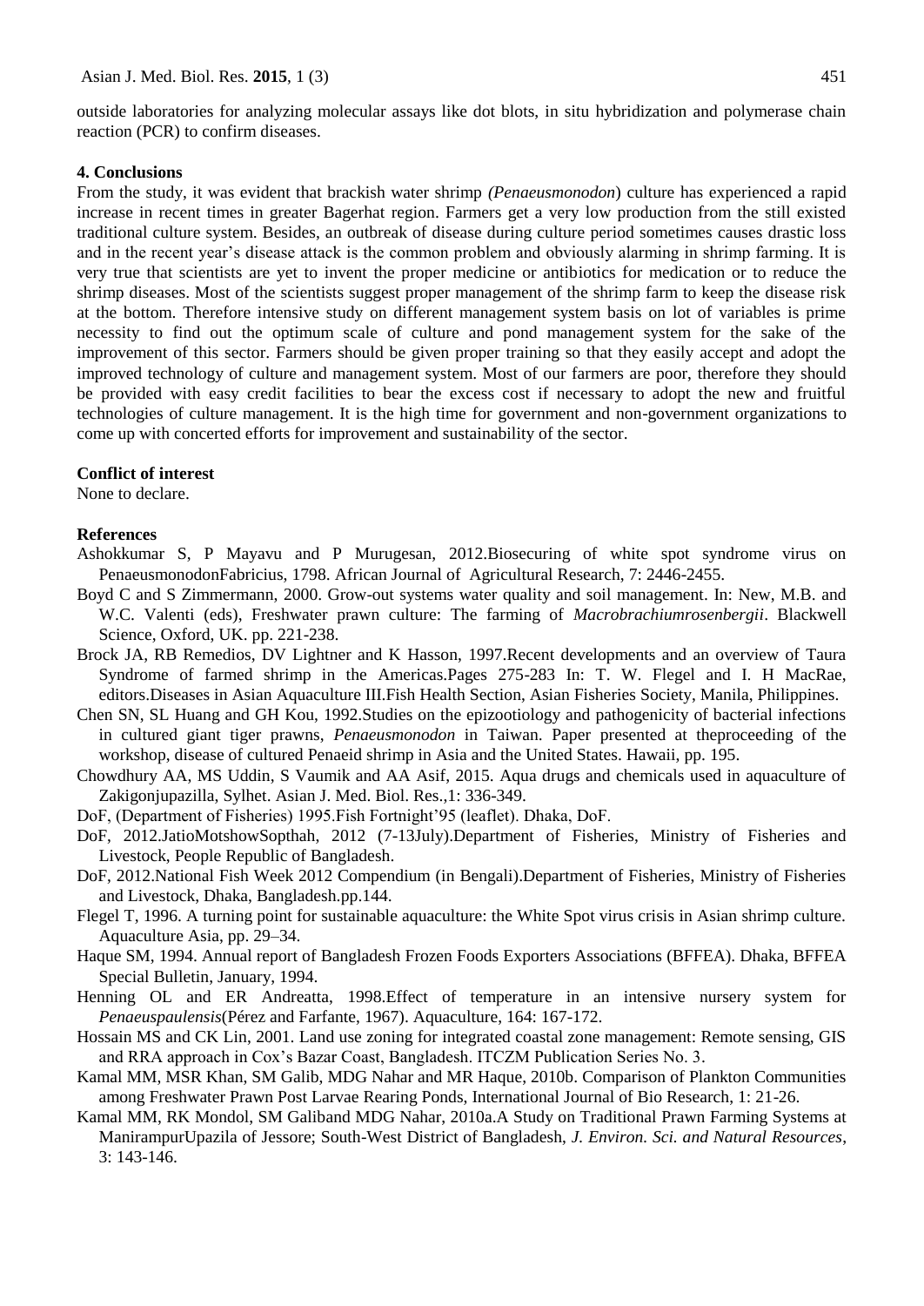outside laboratories for analyzing molecular assays like dot blots, in situ hybridization and polymerase chain reaction (PCR) to confirm diseases.

## 4. Conclusions

From the study, it was evident that brackish water shrimp *(Penaeusmonodon*) culture has experienced a rapid increase in recent times in greater Bagerhat region. Farmers get a very low production from the still existed traditional culture system. Besides, an outbreak of disease during culture period sometimes causes drastic loss and in the recent year's disease attack is the common problem and obviously alarming in shrimp farming. It is very true that scientists are yet to invent the proper medicine or antibiotics for medication or to reduce the shrimp diseases. Most of the scientists suggest proper management of the shrimp farm to keep the disease risk at the bottom. Therefore intensive study on different management system basis on lot of variables is prime necessity to find out the optimum scale of culture and pond management system for the sake of the improvement of this sector. Farmers should be given proper training so that they easily accept and adopt the improved technology of culture and management system. Most of our farmers are poor, therefore they should be provided with easy credit facilities to bear the excess cost if necessary to adopt the new and fruitful technologies of culture management. It is the high time for government and non-government organizations to come up with concerted efforts for improvement and sustainability of the sector.

## Conflict of interest

None to declare.

## References

Ashokkumar S, P Mayavu and P Murugesan, 2012.Biosecuring of white spot syndrome virus on PenaeusmonodonFabricius, 1798. African Journal of Agricultural Research, 7: 2446-2455.

Boyd C and S Zimmermann, 2000. Grow-out systems water quality and soil management. In: New, M.B. and W.C. Valenti (eds), Freshwater prawn culture: The farming of *Macrobrachiumrosenbergii*. Blackwell Science, Oxford, UK. pp. 221-238.

Brock JA, RB Remedios, DV Lightner and K Hasson, 1997.Recent developments and an overview of Taura Syndrome of farmed shrimp in the Americas.Pages 275-283 In: T. W. Flegel and I. H MacRae, editors.Diseases in Asian Aquaculture III.Fish Health Section, Asian Fisheries Society, Manila, Philippines.

Chen SN, SL Huang and GH Kou, 1992.Studies on the epizootiology and pathogenicity of bacterial infections in cultured giant tiger prawns, *Penaeusmonodon* in Taiwan. Paper presented at theproceeding of the workshop, disease of cultured Penaeid shrimp in Asia and the United States. Hawaii, pp. 195.

Chowdhury AA, MS Uddin, S Vaumik and AA Asif, 2015. Aqua drugs and chemicals used in aquaculture of Zakigonjupazilla, Sylhet. Asian J. Med. Biol. Res.,1: 336-349.

DoF, (Department of Fisheries) 1995.Fish Fortnight'95 (leaflet). Dhaka, DoF.

DoF, 2012.JatioMotshowSopthah, 2012 (7-13July).Department of Fisheries, Ministry of Fisheries and Livestock, People Republic of Bangladesh.

DoF, 2012.National Fish Week 2012 Compendium (in Bengali).Department of Fisheries, Ministry of Fisheries and Livestock, Dhaka, Bangladesh.pp.144.

Flegel T, 1996. A turning point for sustainable aquaculture: the White Spot virus crisis in Asian shrimp culture. Aquaculture Asia, pp. 29–34.

Haque SM, 1994. Annual report of Bangladesh Frozen Foods Exporters Associations (BFFEA). Dhaka, BFFEA Special Bulletin, January, 1994.

Henning OL and ER Andreatta, 1998.Effect of temperature in an intensive nursery system for *Penaeuspaulensis*(Pérez and Farfante, 1967). Aquaculture, 164: 167-172.

Hossain MS and CK Lin, 2001. Land use zoning for integrated coastal zone management: Remote sensing, GIS and RRA approach in Cox's Bazar Coast, Bangladesh. ITCZM Publication Series No. 3.

Kamal MM, MSR Khan, SM Galib, MDG Nahar and MR Haque, 2010b. Comparison of Plankton Communities among Freshwater Prawn Post Larvae Rearing Ponds, International Journal of Bio Research, 1: 21-26.

Kamal MM, RK Mondol, SM Galiband MDG Nahar, 2010a.A Study on Traditional Prawn Farming Systems at ManirampurUpazila of Jessore; South-West District of Bangladesh, *J. Environ. Sci. and Natural Resources*, 3: 143-146.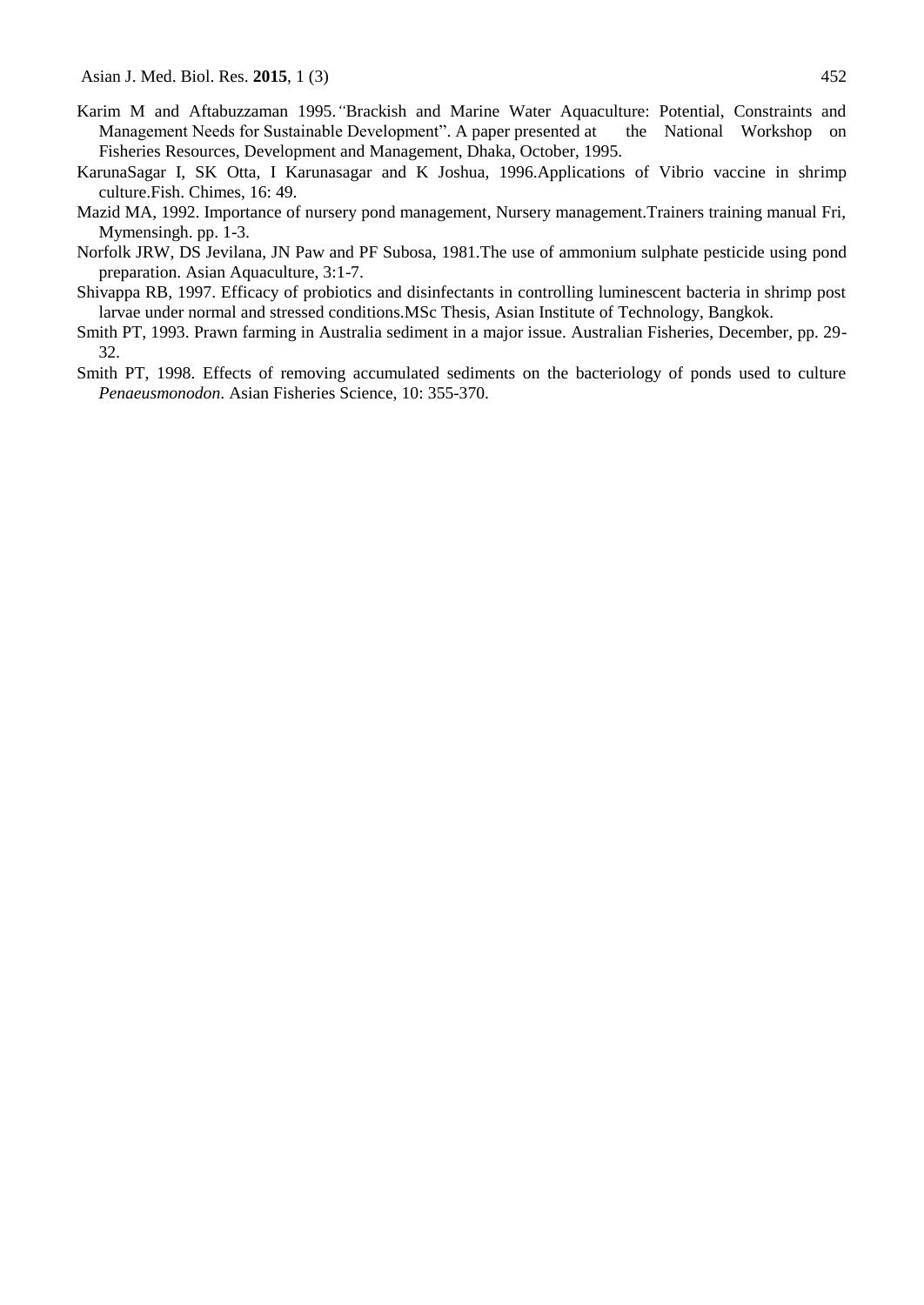Karim M and Aftabuzzaman 1995. "Brackish and Marine Water Aquaculture: Potential, Constraints and Management Needs for Sustainable Development". A paper presented at the National Workshop on Fisheries Resources, Development and Management, Dhaka, October, 1995.

KarunaSagar I, SK Otta, I Karunasagar and K Joshua, 1996.Applications of Vibrio vaccine in shrimp culture.Fish. Chimes, 16: 49.

Mazid MA, 1992. Importance of nursery pond management, Nursery management.Trainers training manual Fri, Mymensingh. pp. 1-3.

Norfolk JRW, DS Jevilana, JN Paw and PF Subosa, 1981.The use of ammonium sulphate pesticide using pond preparation. Asian Aquaculture, 3:1-7.

Shivappa RB, 1997. Efficacy of probiotics and disinfectants in controlling luminescent bacteria in shrimp post larvae under normal and stressed conditions.MSc Thesis, Asian Institute of Technology, Bangkok.

Smith PT, 1993. Prawn farming in Australia sediment in a major issue. Australian Fisheries, December, pp. 29-32.

Smith PT, 1998. Effects of removing accumulated sediments on the bacteriology of ponds used to culture *Penaeusmonodon*. Asian Fisheries Science, 10: 355-370.